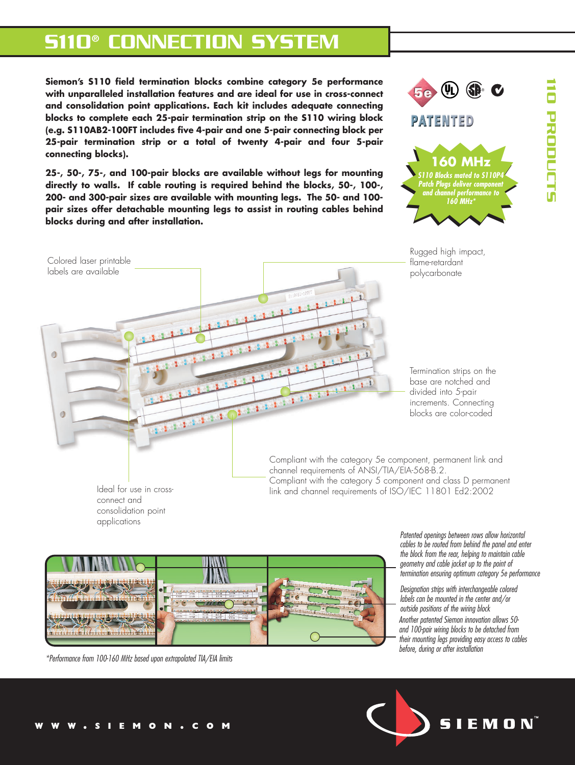# S110® CONNECTION SYSTEM

**Siemon's S110 field termination blocks combine category 5e performance with unparalleled installation features and are ideal for use in cross-connect and consolidation point applications. Each kit includes adequate connecting blocks to complete each 25-pair termination strip on the S110 wiring block (e.g. S110AB2-100FT includes five 4-pair and one 5-pair connecting block per 25-pair termination strip or a total of twenty 4-pair and four 5-pair connecting blocks).**

**25-, 50-, 75-, and 100-pair blocks are available without legs for mounting directly to walls. If cable routing is required behind the blocks, 50-, 100-, 200- and 300-pair sizes are available with mounting legs. The 50- and 100-pair sizes offer detachable mounting legs to assist in routing cables behind blocks during and after installation.**

PATENTED

**160 MHz**

*S110 Blocks mated to S110P4 Patch Plugs deliver component and channel performance to 160 MHz**

110 PRODUCTS

Colored laser printable labels are available

Rugged high impact, flame-retardant polycarbonate

Termination strips on the base are notched and divided into 5-pair increments. Connecting blocks are color-coded

Compliant with the category 5e component, permanent link and channel requirements of ANSI/TIA/EIA-568-B.2.
Compliant with the category 5 component and class D permanent link and channel requirements of ISO/IEC 11801 Ed2:2002

Ideal for use in cross-connect and consolidation point applications

*Patented openings between rows allow horizontal cables to be routed from behind the panel and enter the block from the rear, helping to maintain cable geometry and cable jacket up to the point of termination ensuring optimum category 5e performance*

*Designation strips with interchangeable colored labels can be mounted in the center and/or outside positions of the wiring block*

*Another patented Siemon innovation allows 50- and 100-pair wiring blocks to be detached from their mounting legs providing easy access to cables before, during or after installation*

**Performance from 100-160 MHz based upon extrapolated TIA/EIA limits*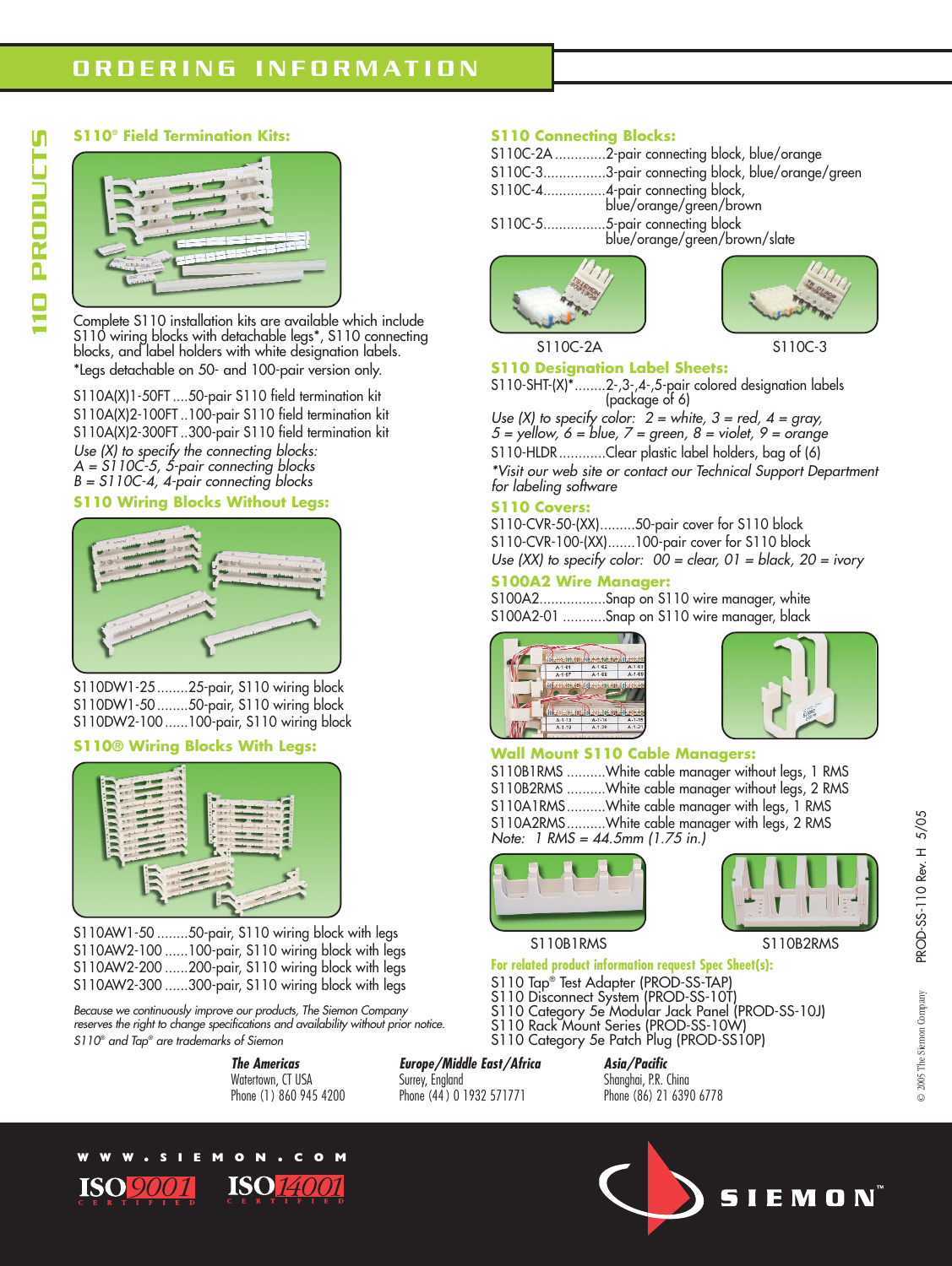# ORDERING INFORMATION

110 PRODUCTS

## S110® Field Termination Kits:

Complete S110 installation kits are available which include S110 wiring blocks with detachable legs*, S110 connecting blocks, and label holders with white designation labels.
*Legs detachable on 50- and 100-pair version only.

S110A(X)1-50FT ....50-pair S110 field termination kit
S110A(X)2-100FT ..100-pair S110 field termination kit
S110A(X)2-300FT ..300-pair S110 field termination kit
*Use (X) to specify the connecting blocks:*
*A = S110C-5, 5-pair connecting blocks*
*B = S110C-4, 4-pair connecting blocks*

## S110 Wiring Blocks Without Legs:

S110DW1-25 ........25-pair, S110 wiring block
S110DW1-50 ........50-pair, S110 wiring block
S110DW2-100 ......100-pair, S110 wiring block

## S110® Wiring Blocks With Legs:

S110AW1-50 ........50-pair, S110 wiring block with legs
S110AW2-100 ......100-pair, S110 wiring block with legs
S110AW2-200 ......200-pair, S110 wiring block with legs
S110AW2-300 ......300-pair, S110 wiring block with legs

*Because we continuously improve our products, The Siemon Company reserves the right to change specifications and availability without prior notice.*
*S110® and Tap® are trademarks of Siemon*

## S110 Connecting Blocks:

S110C-2A .............2-pair connecting block, blue/orange
S110C-3................3-pair connecting block, blue/orange/green
S110C-4................4-pair connecting block, blue/orange/green/brown
S110C-5................5-pair connecting block blue/orange/green/brown/slate

S110C-2A

S110C-3

## S110 Designation Label Sheets:

S110-SHT-(X)*........2-,3-,4-,5-pair colored designation labels (package of 6)
*Use (X) to specify color: 2 = white, 3 = red, 4 = gray, 5 = yellow, 6 = blue, 7 = green, 8 = violet, 9 = orange*
S110-HLDR............Clear plastic label holders, bag of (6)
*\*Visit our web site or contact our Technical Support Department for labeling software*

## S110 Covers:

S110-CVR-50-(XX).........50-pair cover for S110 block
S110-CVR-100-(XX).......100-pair cover for S110 block
*Use (XX) to specify color: 00 = clear, 01 = black, 20 = ivory*

## S100A2 Wire Manager:

S100A2.................Snap on S110 wire manager, white
S100A2-01 ...........Snap on S110 wire manager, black

## Wall Mount S110 Cable Managers:

S110B1RMS ..........White cable manager without legs, 1 RMS
S110B2RMS ..........White cable manager without legs, 2 RMS
S110A1RMS..........White cable manager with legs, 1 RMS
S110A2RMS..........White cable manager with legs, 2 RMS
*Note: 1 RMS = 44.5mm (1.75 in.)*

S110B1RMS

S110B2RMS

**For related product information request Spec Sheet(s):**
S110 Tap® Test Adapter (PROD-SS-TAP)
S110 Disconnect System (PROD-SS-10T)
S110 Category 5e Modular Jack Panel (PROD-SS-10J)
S110 Rack Mount Series (PROD-SS-10W)
S110 Category 5e Patch Plug (PROD-SS10P)

**The Americas**
Watertown, CT USA
Phone (1) 860 945 4200

**Europe/Middle East/Africa**
Surrey, England
Phone (44) 0 1932 571771

**Asia/Pacific**
Shanghai, P.R. China
Phone (86) 21 6390 6778

PROD-SS-110 Rev. H 5/05

© 2005 The Siemon Company

WWW.SIEMON.COM

ISO 9001 CERTIFIED ISO 14001 CERTIFIED

SIEMON™